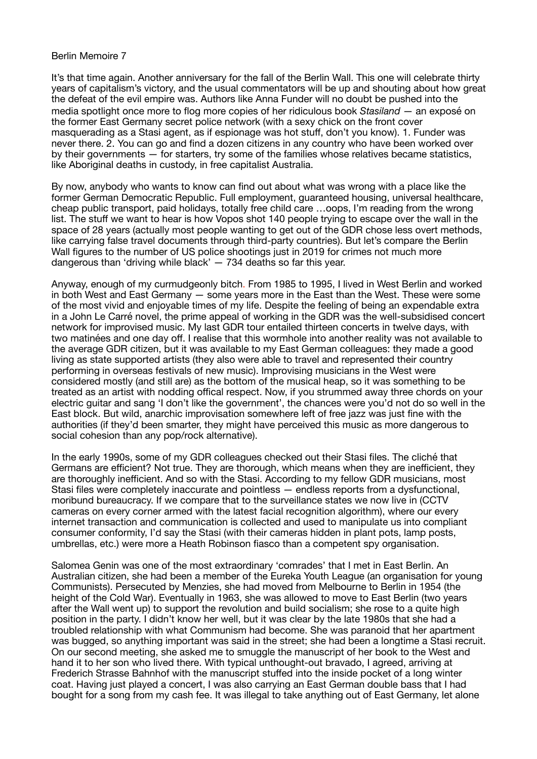Berlin Memoire 7

It's that time again. Another anniversary for the fall of the Berlin Wall. This one will celebrate thirty years of capitalism's victory, and the usual commentators will be up and shouting about how great the defeat of the evil empire was. Authors like Anna Funder will no doubt be pushed into the media spotlight once more to flog more copies of her ridiculous book *Stasiland* — an exposé on the former East Germany secret police network (with a sexy chick on the front cover masquerading as a Stasi agent, as if espionage was hot stuff, don't you know). 1. Funder was never there. 2. You can go and find a dozen citizens in any country who have been worked over by their governments — for starters, try some of the families whose relatives became statistics, like Aboriginal deaths in custody, in free capitalist Australia.

By now, anybody who wants to know can find out about what was wrong with a place like the former German Democratic Republic. Full employment, guaranteed housing, universal healthcare, cheap public transport, paid holidays, totally free child care …oops, I'm reading from the wrong list. The stuff we want to hear is how Vopos shot 140 people trying to escape over the wall in the space of 28 years (actually most people wanting to get out of the GDR chose less overt methods, like carrying false travel documents through third-party countries). But let's compare the Berlin Wall figures to the number of US police shootings just in 2019 for crimes not much more dangerous than 'driving while black' — 734 deaths so far this year.

Anyway, enough of my curmudgeonly bitch. From 1985 to 1995, I lived in West Berlin and worked in both West and East Germany — some years more in the East than the West. These were some of the most vivid and enjoyable times of my life. Despite the feeling of being an expendable extra in a John Le Carré novel, the prime appeal of working in the GDR was the well-subsidised concert network for improvised music. My last GDR tour entailed thirteen concerts in twelve days, with two matinées and one day off. I realise that this wormhole into another reality was not available to the average GDR citizen, but it was available to my East German colleagues: they made a good living as state supported artists (they also were able to travel and represented their country performing in overseas festivals of new music). Improvising musicians in the West were considered mostly (and still are) as the bottom of the musical heap, so it was something to be treated as an artist with nodding offical respect. Now, if you strummed away three chords on your electric guitar and sang 'I don't like the government', the chances were you'd not do so well in the East block. But wild, anarchic improvisation somewhere left of free jazz was just fine with the authorities (if they'd been smarter, they might have perceived this music as more dangerous to social cohesion than any pop/rock alternative).

In the early 1990s, some of my GDR colleagues checked out their Stasi files. The cliché that Germans are efficient? Not true. They are thorough, which means when they are inefficient, they are thoroughly inefficient. And so with the Stasi. According to my fellow GDR musicians, most Stasi files were completely inaccurate and pointless — endless reports from a dysfunctional, moribund bureaucracy. If we compare that to the surveillance states we now live in (CCTV cameras on every corner armed with the latest facial recognition algorithm), where our every internet transaction and communication is collected and used to manipulate us into compliant consumer conformity, I'd say the Stasi (with their cameras hidden in plant pots, lamp posts, umbrellas, etc.) were more a Heath Robinson fiasco than a competent spy organisation.

Salomea Genin was one of the most extraordinary 'comrades' that I met in East Berlin. An Australian citizen, she had been a member of the Eureka Youth League (an organisation for young Communists). Persecuted by Menzies, she had moved from Melbourne to Berlin in 1954 (the height of the Cold War). Eventually in 1963, she was allowed to move to East Berlin (two years after the Wall went up) to support the revolution and build socialism; she rose to a quite high position in the party. I didn't know her well, but it was clear by the late 1980s that she had a troubled relationship with what Communism had become. She was paranoid that her apartment was bugged, so anything important was said in the street; she had been a longtime a Stasi recruit. On our second meeting, she asked me to smuggle the manuscript of her book to the West and hand it to her son who lived there. With typical unthought-out bravado, I agreed, arriving at Frederich Strasse Bahnhof with the manuscript stuffed into the inside pocket of a long winter coat. Having just played a concert, I was also carrying an East German double bass that I had bought for a song from my cash fee. It was illegal to take anything out of East Germany, let alone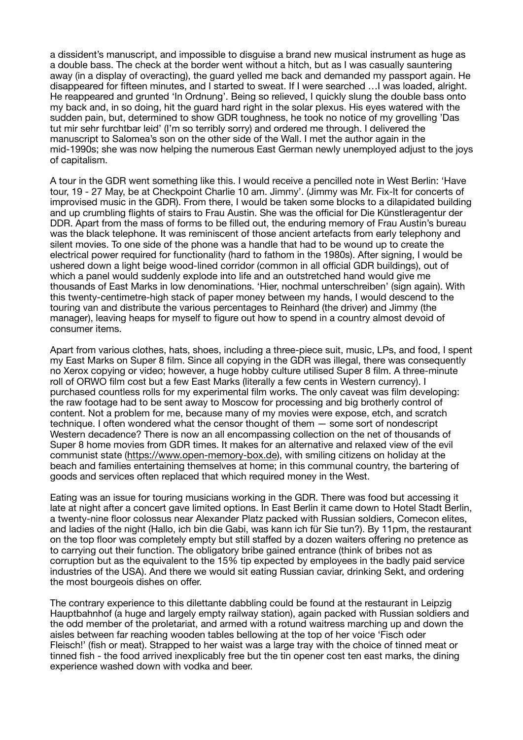a dissident's manuscript, and impossible to disguise a brand new musical instrument as huge as a double bass. The check at the border went without a hitch, but as I was casually sauntering away (in a display of overacting), the guard yelled me back and demanded my passport again. He disappeared for fifteen minutes, and I started to sweat. If I were searched …I was loaded, alright. He reappeared and grunted 'In Ordnung'. Being so relieved, I quickly slung the double bass onto my back and, in so doing, hit the guard hard right in the solar plexus. His eyes watered with the sudden pain, but, determined to show GDR toughness, he took no notice of my grovelling 'Das tut mir sehr furchtbar leid' (I'm so terribly sorry) and ordered me through. I delivered the manuscript to Salomea's son on the other side of the Wall. I met the author again in the mid-1990s; she was now helping the numerous East German newly unemployed adjust to the joys of capitalism.

A tour in the GDR went something like this. I would receive a pencilled note in West Berlin: 'Have tour, 19 - 27 May, be at Checkpoint Charlie 10 am. Jimmy'. (Jimmy was Mr. Fix-It for concerts of improvised music in the GDR). From there, I would be taken some blocks to a dilapidated building and up crumbling flights of stairs to Frau Austin. She was the official for Die Künstleragentur der DDR. Apart from the mass of forms to be filled out, the enduring memory of Frau Austin's bureau was the black telephone. It was reminiscent of those ancient artefacts from early telephony and silent movies. To one side of the phone was a handle that had to be wound up to create the electrical power required for functionality (hard to fathom in the 1980s). After signing, I would be ushered down a light beige wood-lined corridor (common in all official GDR buildings), out of which a panel would suddenly explode into life and an outstretched hand would give me thousands of East Marks in low denominations. 'Hier, nochmal unterschreiben' (sign again). With this twenty-centimetre-high stack of paper money between my hands, I would descend to the touring van and distribute the various percentages to Reinhard (the driver) and Jimmy (the manager), leaving heaps for myself to figure out how to spend in a country almost devoid of consumer items.

Apart from various clothes, hats, shoes, including a three-piece suit, music, LPs, and food, I spent my East Marks on Super 8 film. Since all copying in the GDR was illegal, there was consequently no Xerox copying or video; however, a huge hobby culture utilised Super 8 film. A three-minute roll of ORWO film cost but a few East Marks (literally a few cents in Western currency). I purchased countless rolls for my experimental film works. The only caveat was film developing: the raw footage had to be sent away to Moscow for processing and big brotherly control of content. Not a problem for me, because many of my movies were expose, etch, and scratch technique. I often wondered what the censor thought of them — some sort of nondescript Western decadence? There is now an all encompassing collection on the net of thousands of Super 8 home movies from GDR times. It makes for an alternative and relaxed view of the evil communist state (https://www.open-memory-box.de), with smiling citizens on holiday at the beach and families entertaining themselves at home; in this communal country, the bartering of goods and services often replaced that which required money in the West.

Eating was an issue for touring musicians working in the GDR. There was food but accessing it late at night after a concert gave limited options. In East Berlin it came down to Hotel Stadt Berlin, a twenty-nine floor colossus near Alexander Platz packed with Russian soldiers, Comecon elites, and ladies of the night (Hallo, ich bin die Gabi, was kann ich für Sie tun?). By 11pm, the restaurant on the top floor was completely empty but still staffed by a dozen waiters offering no pretence as to carrying out their function. The obligatory bribe gained entrance (think of bribes not as corruption but as the equivalent to the 15% tip expected by employees in the badly paid service industries of the USA). And there we would sit eating Russian caviar, drinking Sekt, and ordering the most bourgeois dishes on offer.

The contrary experience to this dilettante dabbling could be found at the restaurant in Leipzig Hauptbahnhof (a huge and largely empty railway station), again packed with Russian soldiers and the odd member of the proletariat, and armed with a rotund waitress marching up and down the aisles between far reaching wooden tables bellowing at the top of her voice 'Fisch oder Fleisch!' (fish or meat). Strapped to her waist was a large tray with the choice of tinned meat or tinned fish - the food arrived inexplicably free but the tin opener cost ten east marks, the dining experience washed down with vodka and beer.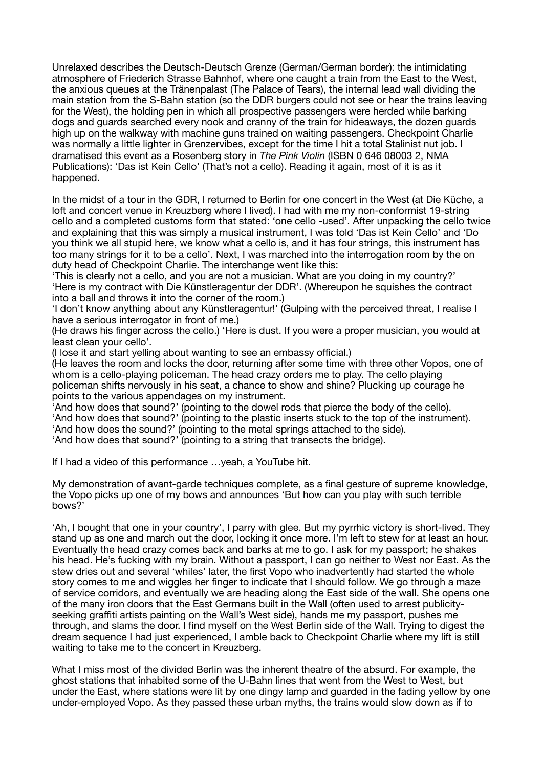Unrelaxed describes the Deutsch-Deutsch Grenze (German/German border): the intimidating atmosphere of Friederich Strasse Bahnhof, where one caught a train from the East to the West, the anxious queues at the Tränenpalast (The Palace of Tears), the internal lead wall dividing the main station from the S-Bahn station (so the DDR burgers could not see or hear the trains leaving for the West), the holding pen in which all prospective passengers were herded while barking dogs and guards searched every nook and cranny of the train for hideaways, the dozen guards high up on the walkway with machine guns trained on waiting passengers. Checkpoint Charlie was normally a little lighter in Grenzervibes, except for the time I hit a total Stalinist nut job. I dramatised this event as a Rosenberg story in *The Pink Violin* (ISBN 0 646 08003 2, NMA Publications): 'Das ist Kein Cello' (That's not a cello). Reading it again, most of it is as it happened.

In the midst of a tour in the GDR, I returned to Berlin for one concert in the West (at Die Küche, a loft and concert venue in Kreuzberg where I lived). I had with me my non-conformist 19-string cello and a completed customs form that stated: 'one cello -used'. After unpacking the cello twice and explaining that this was simply a musical instrument, I was told 'Das ist Kein Cello' and 'Do you think we all stupid here, we know what a cello is, and it has four strings, this instrument has too many strings for it to be a cello'. Next, I was marched into the interrogation room by the on duty head of Checkpoint Charlie. The interchange went like this:

'This is clearly not a cello, and you are not a musician. What are you doing in my country?'

'Here is my contract with Die Künstleragentur der DDR'. (Whereupon he squishes the contract into a ball and throws it into the corner of the room.)

'I don't know anything about any Künstleragentur!' (Gulping with the perceived threat, I realise I have a serious interrogator in front of me.)

(He draws his finger across the cello.) 'Here is dust. If you were a proper musician, you would at least clean your cello'.

(I lose it and start yelling about wanting to see an embassy official.)

(He leaves the room and locks the door, returning after some time with three other Vopos, one of whom is a cello-playing policeman. The head crazy orders me to play. The cello playing policeman shifts nervously in his seat, a chance to show and shine? Plucking up courage he points to the various appendages on my instrument.

'And how does that sound?' (pointing to the dowel rods that pierce the body of the cello).

'And how does that sound?' (pointing to the plastic inserts stuck to the top of the instrument).

'And how does the sound?' (pointing to the metal springs attached to the side).

'And how does that sound?' (pointing to a string that transects the bridge).

If I had a video of this performance …yeah, a YouTube hit.

My demonstration of avant-garde techniques complete, as a final gesture of supreme knowledge, the Vopo picks up one of my bows and announces 'But how can you play with such terrible bows?'

'Ah, I bought that one in your country', I parry with glee. But my pyrrhic victory is short-lived. They stand up as one and march out the door, locking it once more. I'm left to stew for at least an hour. Eventually the head crazy comes back and barks at me to go. I ask for my passport; he shakes his head. He's fucking with my brain. Without a passport, I can go neither to West nor East. As the stew dries out and several 'whiles' later, the first Vopo who inadvertently had started the whole story comes to me and wiggles her finger to indicate that I should follow. We go through a maze of service corridors, and eventually we are heading along the East side of the wall. She opens one of the many iron doors that the East Germans built in the Wall (often used to arrest publicity-seeking graffiti artists painting on the Wall's West side), hands me my passport, pushes me through, and slams the door. I find myself on the West Berlin side of the Wall. Trying to digest the dream sequence I had just experienced, I amble back to Checkpoint Charlie where my lift is still waiting to take me to the concert in Kreuzberg.

What I miss most of the divided Berlin was the inherent theatre of the absurd. For example, the ghost stations that inhabited some of the U-Bahn lines that went from the West to West, but under the East, where stations were lit by one dingy lamp and guarded in the fading yellow by one under-employed Vopo. As they passed these urban myths, the trains would slow down as if to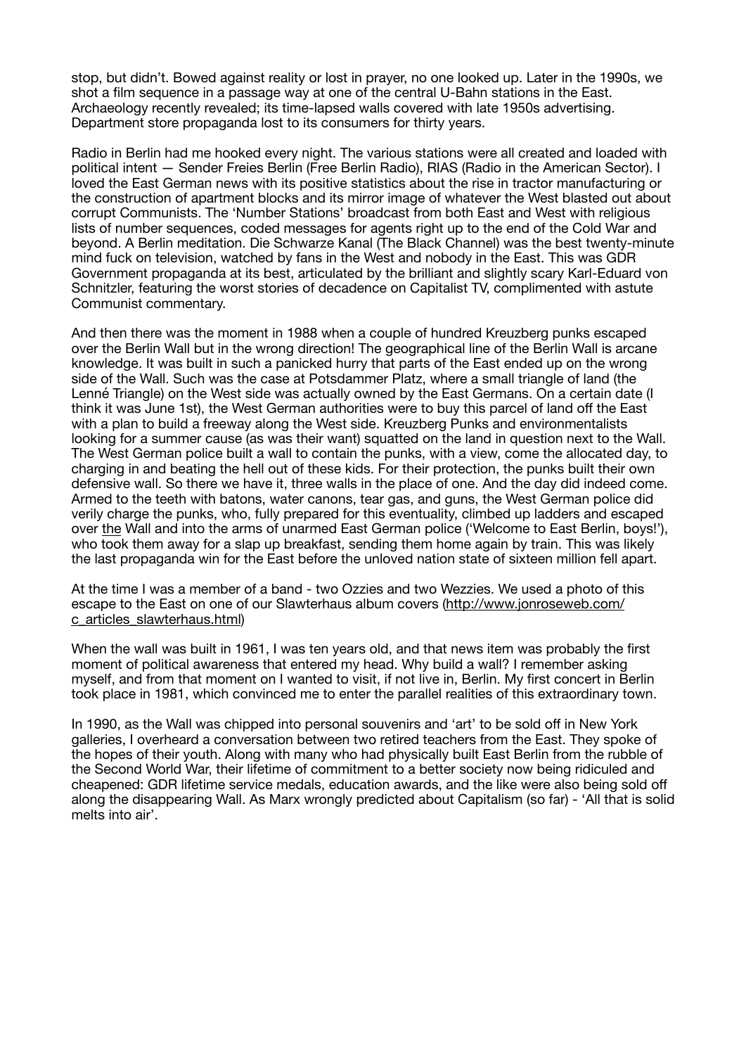stop, but didn't. Bowed against reality or lost in prayer, no one looked up. Later in the 1990s, we shot a film sequence in a passage way at one of the central U-Bahn stations in the East. Archaeology recently revealed; its time-lapsed walls covered with late 1950s advertising. Department store propaganda lost to its consumers for thirty years.

Radio in Berlin had me hooked every night. The various stations were all created and loaded with political intent — Sender Freies Berlin (Free Berlin Radio), RIAS (Radio in the American Sector). I loved the East German news with its positive statistics about the rise in tractor manufacturing or the construction of apartment blocks and its mirror image of whatever the West blasted out about corrupt Communists. The 'Number Stations' broadcast from both East and West with religious lists of number sequences, coded messages for agents right up to the end of the Cold War and beyond. A Berlin meditation. Die Schwarze Kanal (The Black Channel) was the best twenty-minute mind fuck on television, watched by fans in the West and nobody in the East. This was GDR Government propaganda at its best, articulated by the brilliant and slightly scary Karl-Eduard von Schnitzler, featuring the worst stories of decadence on Capitalist TV, complimented with astute Communist commentary.

And then there was the moment in 1988 when a couple of hundred Kreuzberg punks escaped over the Berlin Wall but in the wrong direction! The geographical line of the Berlin Wall is arcane knowledge. It was built in such a panicked hurry that parts of the East ended up on the wrong side of the Wall. Such was the case at Potsdammer Platz, where a small triangle of land (the Lenné Triangle) on the West side was actually owned by the East Germans. On a certain date (I think it was June 1st), the West German authorities were to buy this parcel of land off the East with a plan to build a freeway along the West side. Kreuzberg Punks and environmentalists looking for a summer cause (as was their want) squatted on the land in question next to the Wall. The West German police built a wall to contain the punks, with a view, come the allocated day, to charging in and beating the hell out of these kids. For their protection, the punks built their own defensive wall. So there we have it, three walls in the place of one. And the day did indeed come. Armed to the teeth with batons, water canons, tear gas, and guns, the West German police did verily charge the punks, who, fully prepared for this eventuality, climbed up ladders and escaped over the Wall and into the arms of unarmed East German police ('Welcome to East Berlin, boys!'), who took them away for a slap up breakfast, sending them home again by train. This was likely the last propaganda win for the East before the unloved nation state of sixteen million fell apart.

At the time I was a member of a band - two Ozzies and two Wezzies. We used a photo of this escape to the East on one of our Slawterhaus album covers (http://www.jonroseweb.com/c_articles_slawterhaus.html)

When the wall was built in 1961, I was ten years old, and that news item was probably the first moment of political awareness that entered my head. Why build a wall? I remember asking myself, and from that moment on I wanted to visit, if not live in, Berlin. My first concert in Berlin took place in 1981, which convinced me to enter the parallel realities of this extraordinary town.

In 1990, as the Wall was chipped into personal souvenirs and 'art' to be sold off in New York galleries, I overheard a conversation between two retired teachers from the East. They spoke of the hopes of their youth. Along with many who had physically built East Berlin from the rubble of the Second World War, their lifetime of commitment to a better society now being ridiculed and cheapened: GDR lifetime service medals, education awards, and the like were also being sold off along the disappearing Wall. As Marx wrongly predicted about Capitalism (so far) - 'All that is solid melts into air'.